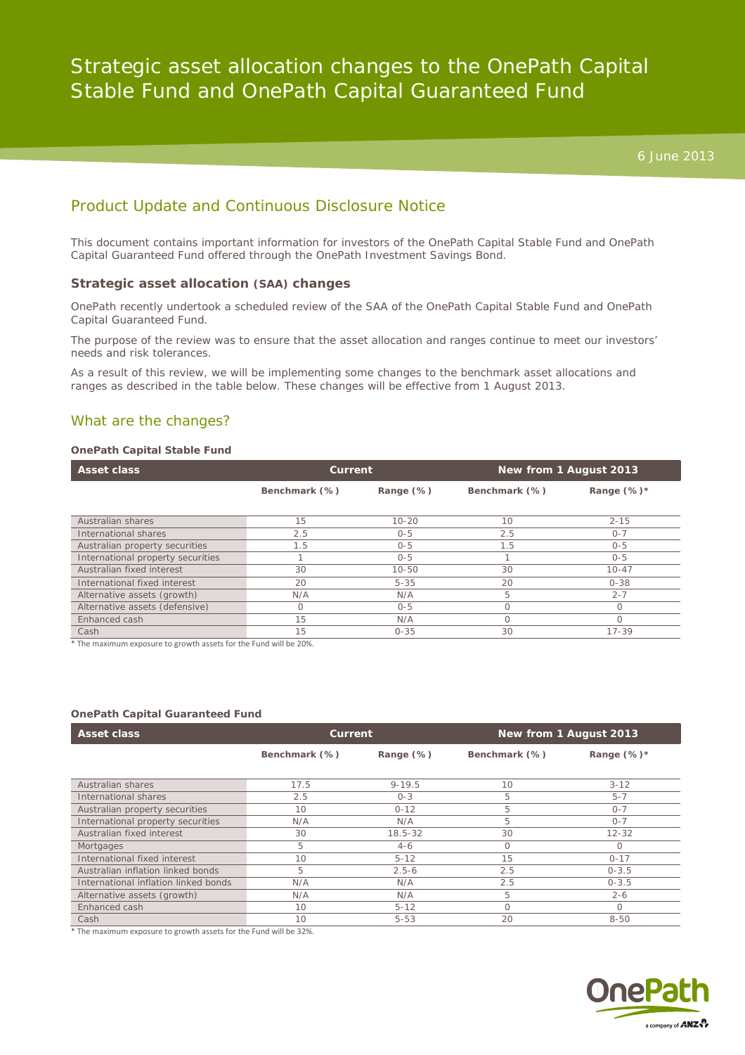# Strategic asset allocation changes to the OnePath Capital Stable Fund and OnePath Capital Guaranteed Fund

6 June 2013

## Product Update and Continuous Disclosure Notice

This document contains important information for investors of the OnePath Capital Stable Fund and OnePath Capital Guaranteed Fund offered through the OnePath Investment Savings Bond.

### Strategic asset allocation (SAA) changes

OnePath recently undertook a scheduled review of the SAA of the OnePath Capital Stable Fund and OnePath Capital Guaranteed Fund.

The purpose of the review was to ensure that the asset allocation and ranges continue to meet our investors' needs and risk tolerances.

As a result of this review, we will be implementing some changes to the benchmark asset allocations and ranges as described in the table below. These changes will be effective from 1 August 2013.

## What are the changes?

**OnePath Capital Stable Fund**

| Asset class | Current | | New from 1 August 2013 | |
|---|---|---|---|---|
| | Benchmark (%) | Range (%) | Benchmark (%) | Range (%)* |
| Australian shares | 15 | 10-20 | 10 | 2-15 |
| International shares | 2.5 | 0-5 | 2.5 | 0-7 |
| Australian property securities | 1.5 | 0-5 | 1.5 | 0-5 |
| International property securities | 1 | 0-5 | 1 | 0-5 |
| Australian fixed interest | 30 | 10-50 | 30 | 10-47 |
| International fixed interest | 20 | 5-35 | 20 | 0-38 |
| Alternative assets (growth) | N/A | N/A | 5 | 2-7 |
| Alternative assets (defensive) | 0 | 0-5 | 0 | 0 |
| Enhanced cash | 15 | N/A | 0 | 0 |
| Cash | 15 | 0-35 | 30 | 17-39 |

\* The maximum exposure to growth assets for the Fund will be 20%.

**OnePath Capital Guaranteed Fund**

| Asset class | Current | | New from 1 August 2013 | |
|---|---|---|---|---|
| | Benchmark (%) | Range (%) | Benchmark (%) | Range (%)* |
| Australian shares | 17.5 | 9-19.5 | 10 | 3-12 |
| International shares | 2.5 | 0-3 | 5 | 5-7 |
| Australian property securities | 10 | 0-12 | 5 | 0-7 |
| International property securities | N/A | N/A | 5 | 0-7 |
| Australian fixed interest | 30 | 18.5-32 | 30 | 12-32 |
| Mortgages | 5 | 4-6 | 0 | 0 |
| International fixed interest | 10 | 5-12 | 15 | 0-17 |
| Australian inflation linked bonds | 5 | 2.5-6 | 2.5 | 0-3.5 |
| International inflation linked bonds | N/A | N/A | 2.5 | 0-3.5 |
| Alternative assets (growth) | N/A | N/A | 5 | 2-6 |
| Enhanced cash | 10 | 5-12 | 0 | 0 |
| Cash | 10 | 5-53 | 20 | 8-50 |

\* The maximum exposure to growth assets for the Fund will be 32%.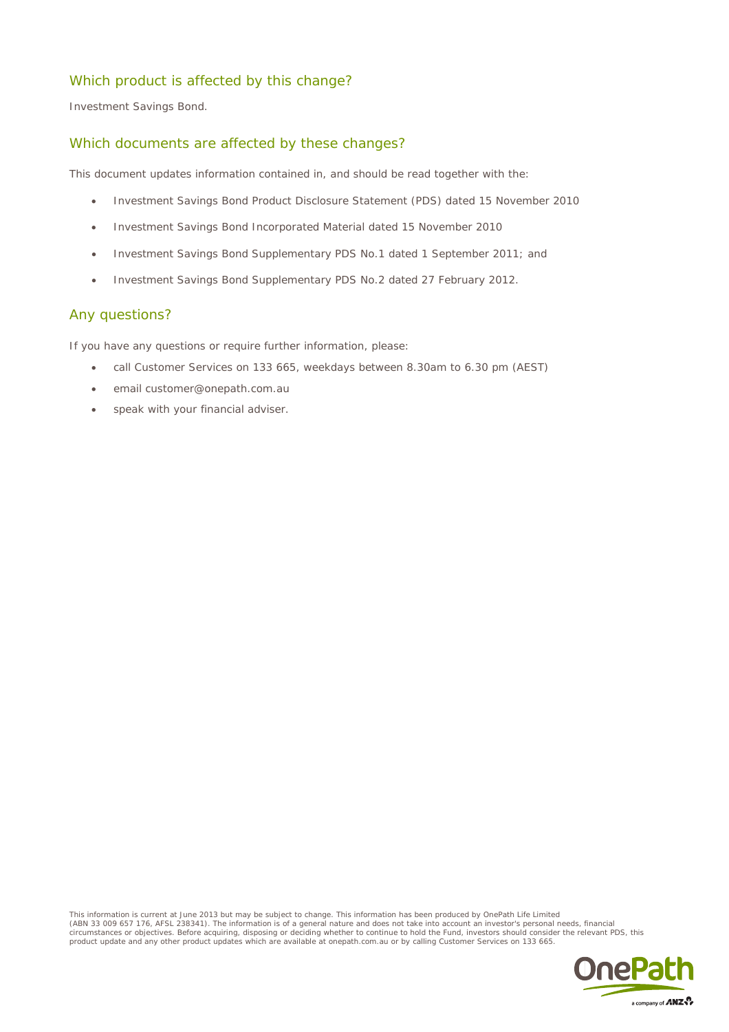## Which product is affected by this change?

Investment Savings Bond.

## Which documents are affected by these changes?

This document updates information contained in, and should be read together with the:

- Investment Savings Bond Product Disclosure Statement (PDS) dated 15 November 2010
- Investment Savings Bond Incorporated Material dated 15 November 2010
- Investment Savings Bond Supplementary PDS No.1 dated 1 September 2011; and
- Investment Savings Bond Supplementary PDS No.2 dated 27 February 2012.

## Any questions?

If you have any questions or require further information, please:

- call Customer Services on 133 665, weekdays between 8.30am to 6.30 pm (AEST)
- email customer@onepath.com.au
- speak with your financial adviser.

This information is current at June 2013 but may be subject to change. This information has been produced by OnePath Life Limited (ABN 33 009 657 176, AFSL 238341). The information is of a general nature and does not take into account an investor's personal needs, financial circumstances or objectives. Before acquiring, disposing or deciding whether to continue to hold the Fund, investors should consider the relevant PDS, this product update and any other product updates which are available at onepath.com.au or by calling Customer Services on 133 665.